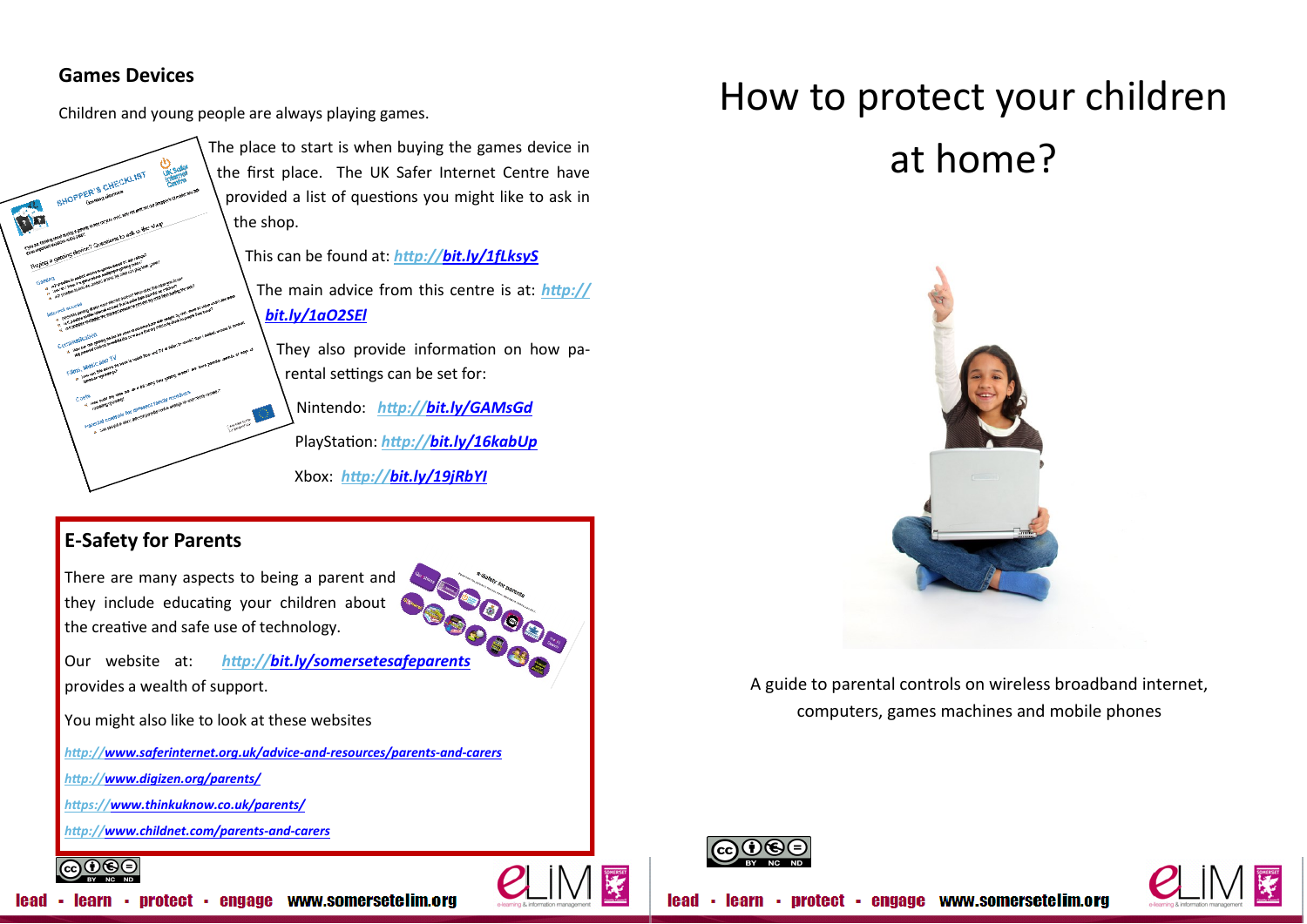## Games Devices

Children and young people are always playing games.

The place to start is when buying the games device in the first place. The UK Safer Internet Centre have provided a list of questions you might like to ask in the shop.

This can be found at: http://bit.ly/1fLksyS

The main advice from this centre is at: http://bit.ly/1aO2SEl

They also provide information on how parental settings can be set for:

Nintendo: http://bit.ly/GAMsGd

PlayStation: http://bit.ly/16kabUp

Xbox: http://bit.ly/19jRbYI

## E-Safety for Parents

There are many aspects to being a parent and they include educating your children about the creative and safe use of technology.

Our website at: http://bit.ly/somersetesafeparents provides a wealth of support.

You might also like to look at these websites

http://www.saferinternet.org.uk/advice-and-resources/parents-and-carers

http://www.digizen.org/parents/

https://www.thinkuknow.co.uk/parents/

http://www.childnet.com/parents-and-carers

# How to protect your children at home?

A guide to parental controls on wireless broadband internet, computers, games machines and mobile phones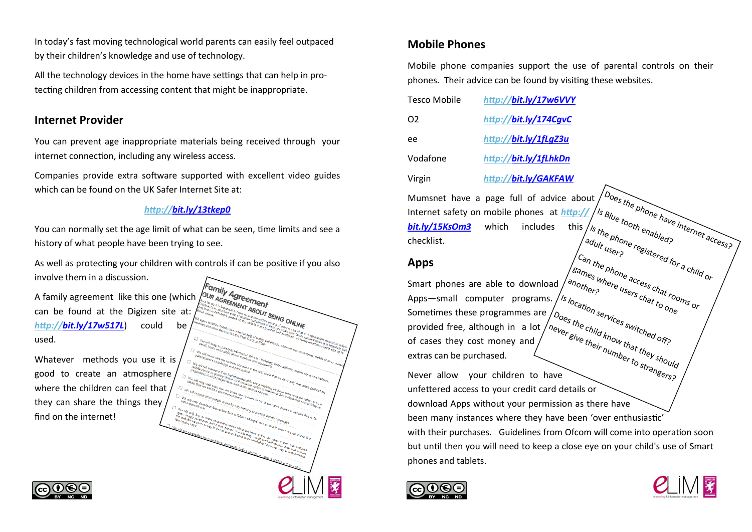In today's fast moving technological world parents can easily feel outpaced by their children's knowledge and use of technology.

All the technology devices in the home have settings that can help in protecting children from accessing content that might be inappropriate.

## Internet Provider

You can prevent age inappropriate materials being received through your internet connection, including any wireless access.

Companies provide extra software supported with excellent video guides which can be found on the UK Safer Internet Site at:

http://bit.ly/13tkep0

You can normally set the age limit of what can be seen, time limits and see a history of what people have been trying to see.

As well as protecting your children with controls if can be positive if you also involve them in a discussion.

A family agreement like this one (which can be found at the Digizen site at: http://bit.ly/17w517L) could be used.

Whatever methods you use it is good to create an atmosphere where the children can feel that they can share the things they find on the internet!

## Mobile Phones

Mobile phone companies support the use of parental controls on their phones. Their advice can be found by visiting these websites.

| | |
|---|---|
| Tesco Mobile | http://bit.ly/17w6VVY |
| O2 | http://bit.ly/174CgvC |
| ee | http://bit.ly/1fLgZ3u |
| Vodafone | http://bit.ly/1fLhkDn |
| Virgin | http://bit.ly/GAKFAW |

Mumsnet have a page full of advice about Internet safety on mobile phones at http://bit.ly/15KsOm3 which includes this checklist.

- Does the phone have internet access?
- Is Blue tooth enabled?
- Is the phone registered for a child or adult user?
- Can the phone access chat rooms or games where users chat to one another?
- Is location services switched off?
- Does the child know that they should never give their number to strangers?

## Apps

Smart phones are able to download Apps—small computer programs. Sometimes these programmes are provided free, although in a lot of cases they cost money and extras can be purchased.

Never allow your children to have unfettered access to your credit card details or download Apps without your permission as there have been many instances where they have been 'over enthusiastic' with their purchases. Guidelines from Ofcom will come into operation soon but until then you will need to keep a close eye on your child's use of Smart phones and tablets.